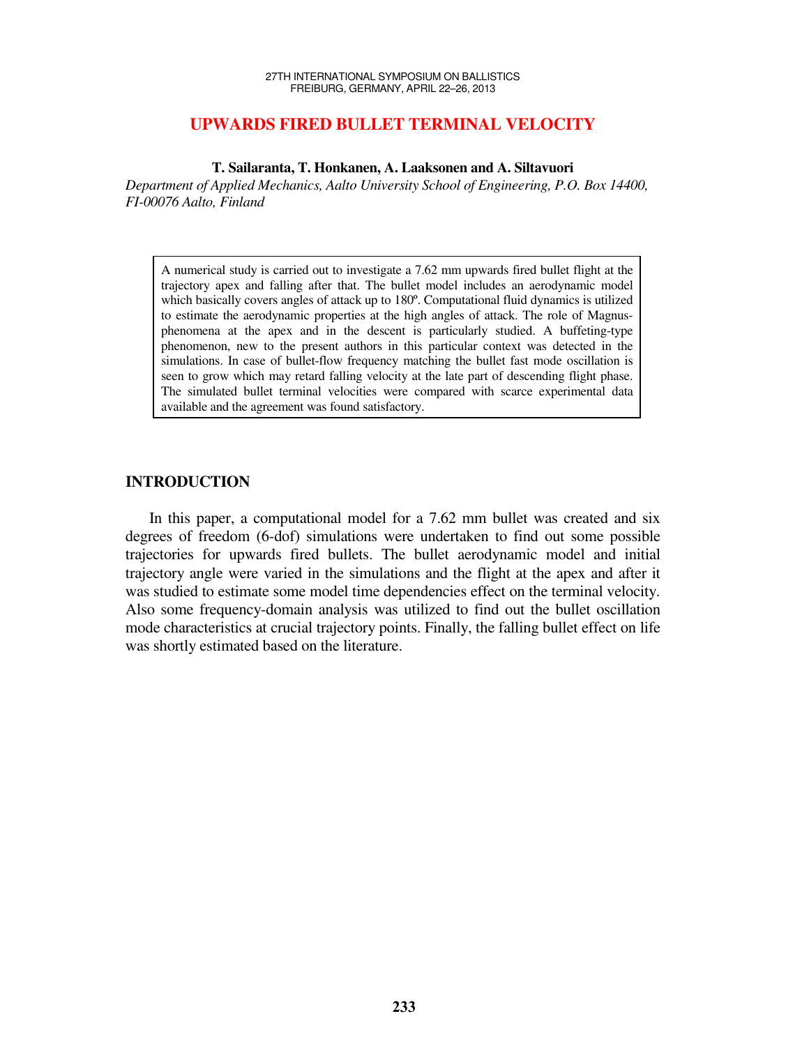# UPWARDS FIRED BULLET TERMINAL VELOCITY

**T. Sailaranta, T. Honkanen, A. Laaksonen and A. Siltavuori**

*Department of Applied Mechanics, Aalto University School of Engineering, P.O. Box 14400, FI-00076 Aalto, Finland*

A numerical study is carried out to investigate a 7.62 mm upwards fired bullet flight at the trajectory apex and falling after that. The bullet model includes an aerodynamic model which basically covers angles of attack up to 180º. Computational fluid dynamics is utilized to estimate the aerodynamic properties at the high angles of attack. The role of Magnus-phenomena at the apex and in the descent is particularly studied. A buffeting-type phenomenon, new to the present authors in this particular context was detected in the simulations. In case of bullet-flow frequency matching the bullet fast mode oscillation is seen to grow which may retard falling velocity at the late part of descending flight phase. The simulated bullet terminal velocities were compared with scarce experimental data available and the agreement was found satisfactory.

## INTRODUCTION

In this paper, a computational model for a 7.62 mm bullet was created and six degrees of freedom (6-dof) simulations were undertaken to find out some possible trajectories for upwards fired bullets. The bullet aerodynamic model and initial trajectory angle were varied in the simulations and the flight at the apex and after it was studied to estimate some model time dependencies effect on the terminal velocity. Also some frequency-domain analysis was utilized to find out the bullet oscillation mode characteristics at crucial trajectory points. Finally, the falling bullet effect on life was shortly estimated based on the literature.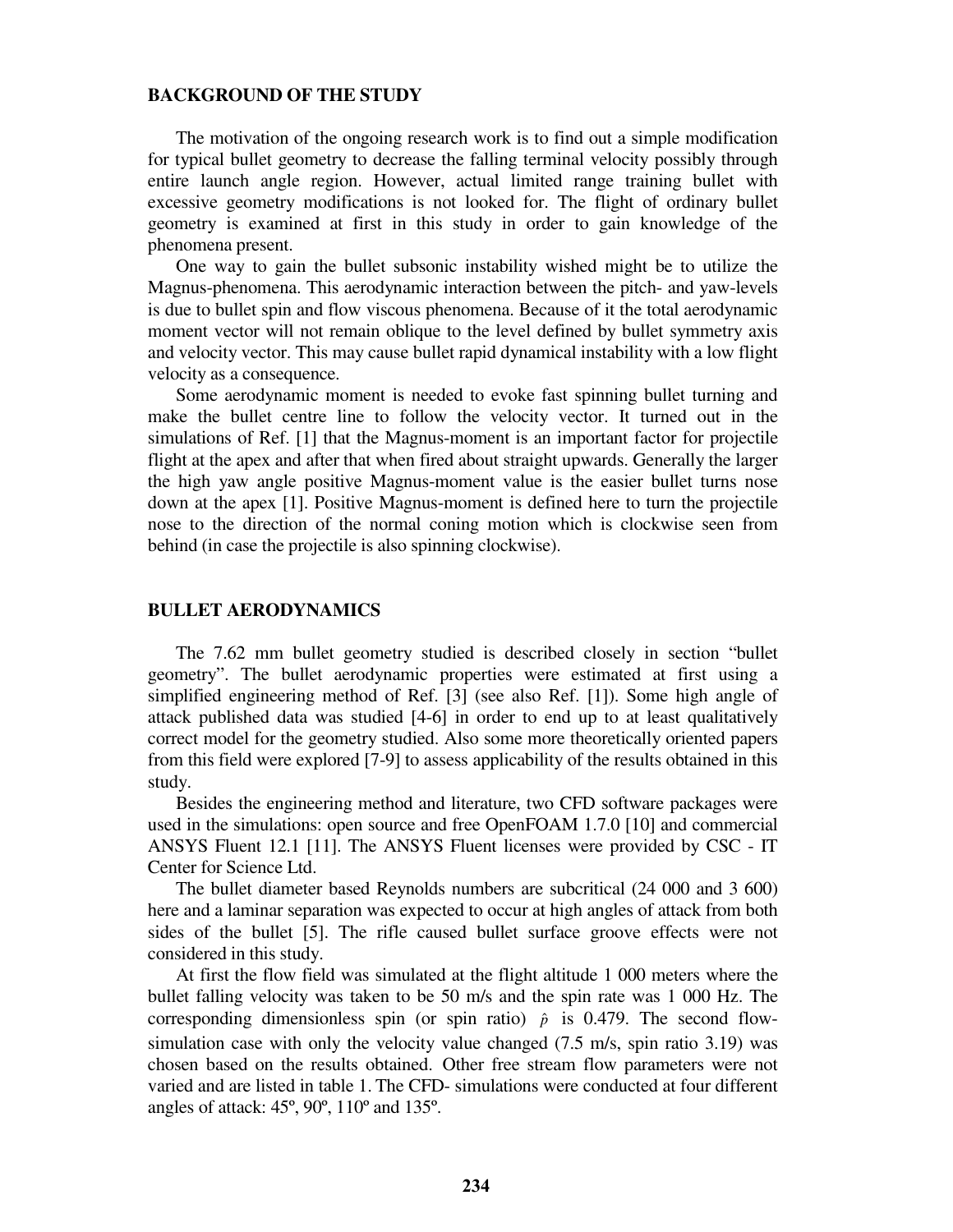## BACKGROUND OF THE STUDY

The motivation of the ongoing research work is to find out a simple modification for typical bullet geometry to decrease the falling terminal velocity possibly through entire launch angle region. However, actual limited range training bullet with excessive geometry modifications is not looked for. The flight of ordinary bullet geometry is examined at first in this study in order to gain knowledge of the phenomena present.

One way to gain the bullet subsonic instability wished might be to utilize the Magnus-phenomena. This aerodynamic interaction between the pitch- and yaw-levels is due to bullet spin and flow viscous phenomena. Because of it the total aerodynamic moment vector will not remain oblique to the level defined by bullet symmetry axis and velocity vector. This may cause bullet rapid dynamical instability with a low flight velocity as a consequence.

Some aerodynamic moment is needed to evoke fast spinning bullet turning and make the bullet centre line to follow the velocity vector. It turned out in the simulations of Ref. [1] that the Magnus-moment is an important factor for projectile flight at the apex and after that when fired about straight upwards. Generally the larger the high yaw angle positive Magnus-moment value is the easier bullet turns nose down at the apex [1]. Positive Magnus-moment is defined here to turn the projectile nose to the direction of the normal coning motion which is clockwise seen from behind (in case the projectile is also spinning clockwise).

## BULLET AERODYNAMICS

The 7.62 mm bullet geometry studied is described closely in section "bullet geometry". The bullet aerodynamic properties were estimated at first using a simplified engineering method of Ref. [3] (see also Ref. [1]). Some high angle of attack published data was studied [4-6] in order to end up to at least qualitatively correct model for the geometry studied. Also some more theoretically oriented papers from this field were explored [7-9] to assess applicability of the results obtained in this study.

Besides the engineering method and literature, two CFD software packages were used in the simulations: open source and free OpenFOAM 1.7.0 [10] and commercial ANSYS Fluent 12.1 [11]. The ANSYS Fluent licenses were provided by CSC - IT Center for Science Ltd.

The bullet diameter based Reynolds numbers are subcritical (24 000 and 3 600) here and a laminar separation was expected to occur at high angles of attack from both sides of the bullet [5]. The rifle caused bullet surface groove effects were not considered in this study.

At first the flow field was simulated at the flight altitude 1 000 meters where the bullet falling velocity was taken to be 50 m/s and the spin rate was 1 000 Hz. The corresponding dimensionless spin (or spin ratio) $\hat{p}$ is 0.479. The second flow-simulation case with only the velocity value changed (7.5 m/s, spin ratio 3.19) was chosen based on the results obtained. Other free stream flow parameters were not varied and are listed in table 1. The CFD- simulations were conducted at four different angles of attack: 45º, 90º, 110º and 135º.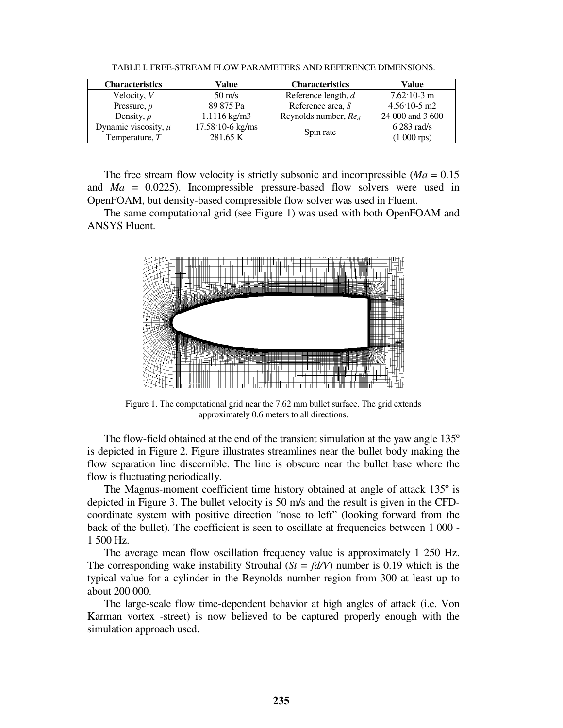TABLE I. FREE-STREAM FLOW PARAMETERS AND REFERENCE DIMENSIONS.

| Characteristics | Value | Characteristics | Value |
|---|---|---|---|
| Velocity, $V$ | 50 m/s | Reference length, $d$ | $7.62 \cdot 10^{-3}$ m |
| Pressure, $p$ | 89 875 Pa | Reference area, $S$ | $4.56 \cdot 10^{-5}$ m2 |
| Density, $\rho$ | 1.1116 kg/m3 | Reynolds number, $Re_d$ | 24 000 and 3 600 |
| Dynamic viscosity, $\mu$ | $17.58 \cdot 10^{-6}$ kg/ms | Spin rate | 6 283 rad/s |
| Temperature, $T$ | 281.65 K | | (1 000 rps) |

The free stream flow velocity is strictly subsonic and incompressible ($Ma$ = 0.15 and $Ma$ = 0.0225). Incompressible pressure-based flow solvers were used in OpenFOAM, but density-based compressible flow solver was used in Fluent.

The same computational grid (see Figure 1) was used with both OpenFOAM and ANSYS Fluent.

Figure 1. The computational grid near the 7.62 mm bullet surface. The grid extends approximately 0.6 meters to all directions.

The flow-field obtained at the end of the transient simulation at the yaw angle 135º is depicted in Figure 2. Figure illustrates streamlines near the bullet body making the flow separation line discernible. The line is obscure near the bullet base where the flow is fluctuating periodically.

The Magnus-moment coefficient time history obtained at angle of attack 135º is depicted in Figure 3. The bullet velocity is 50 m/s and the result is given in the CFD-coordinate system with positive direction "nose to left" (looking forward from the back of the bullet). The coefficient is seen to oscillate at frequencies between 1 000 - 1 500 Hz.

The average mean flow oscillation frequency value is approximately 1 250 Hz. The corresponding wake instability Strouhal ($St = fd/V$) number is 0.19 which is the typical value for a cylinder in the Reynolds number region from 300 at least up to about 200 000.

The large-scale flow time-dependent behavior at high angles of attack (i.e. Von Karman vortex -street) is now believed to be captured properly enough with the simulation approach used.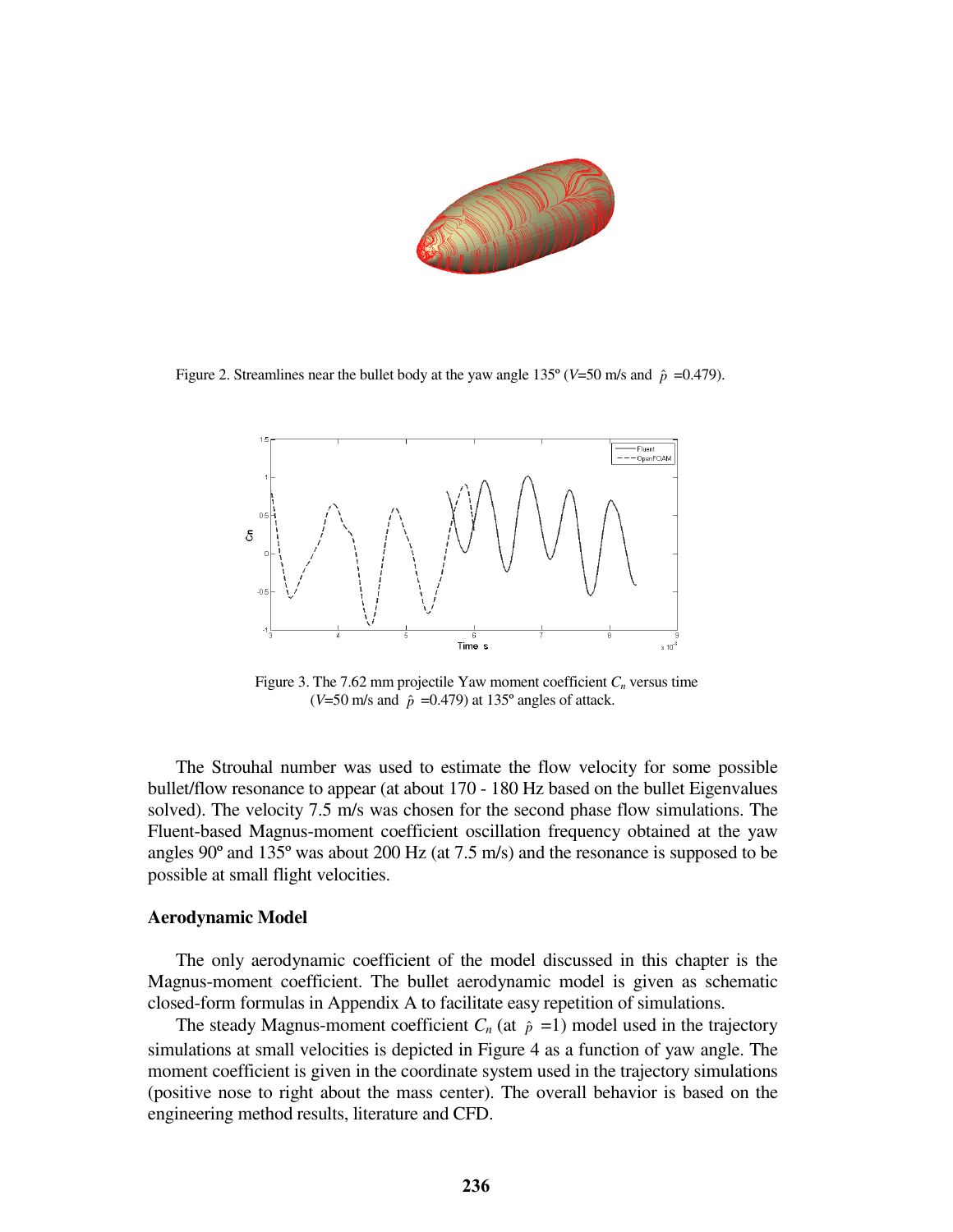Figure 2. Streamlines near the bullet body at the yaw angle 135º ($V$=50 m/s and $\hat{p}$ =0.479).

Figure 3. The 7.62 mm projectile Yaw moment coefficient $C_n$ versus time ($V$=50 m/s and $\hat{p}$ =0.479) at 135º angles of attack.

The Strouhal number was used to estimate the flow velocity for some possible bullet/flow resonance to appear (at about 170 - 180 Hz based on the bullet Eigenvalues solved). The velocity 7.5 m/s was chosen for the second phase flow simulations. The Fluent-based Magnus-moment coefficient oscillation frequency obtained at the yaw angles 90º and 135º was about 200 Hz (at 7.5 m/s) and the resonance is supposed to be possible at small flight velocities.

### Aerodynamic Model

The only aerodynamic coefficient of the model discussed in this chapter is the Magnus-moment coefficient. The bullet aerodynamic model is given as schematic closed-form formulas in Appendix A to facilitate easy repetition of simulations.

The steady Magnus-moment coefficient $C_n$ (at $\hat{p}$ =1) model used in the trajectory simulations at small velocities is depicted in Figure 4 as a function of yaw angle. The moment coefficient is given in the coordinate system used in the trajectory simulations (positive nose to right about the mass center). The overall behavior is based on the engineering method results, literature and CFD.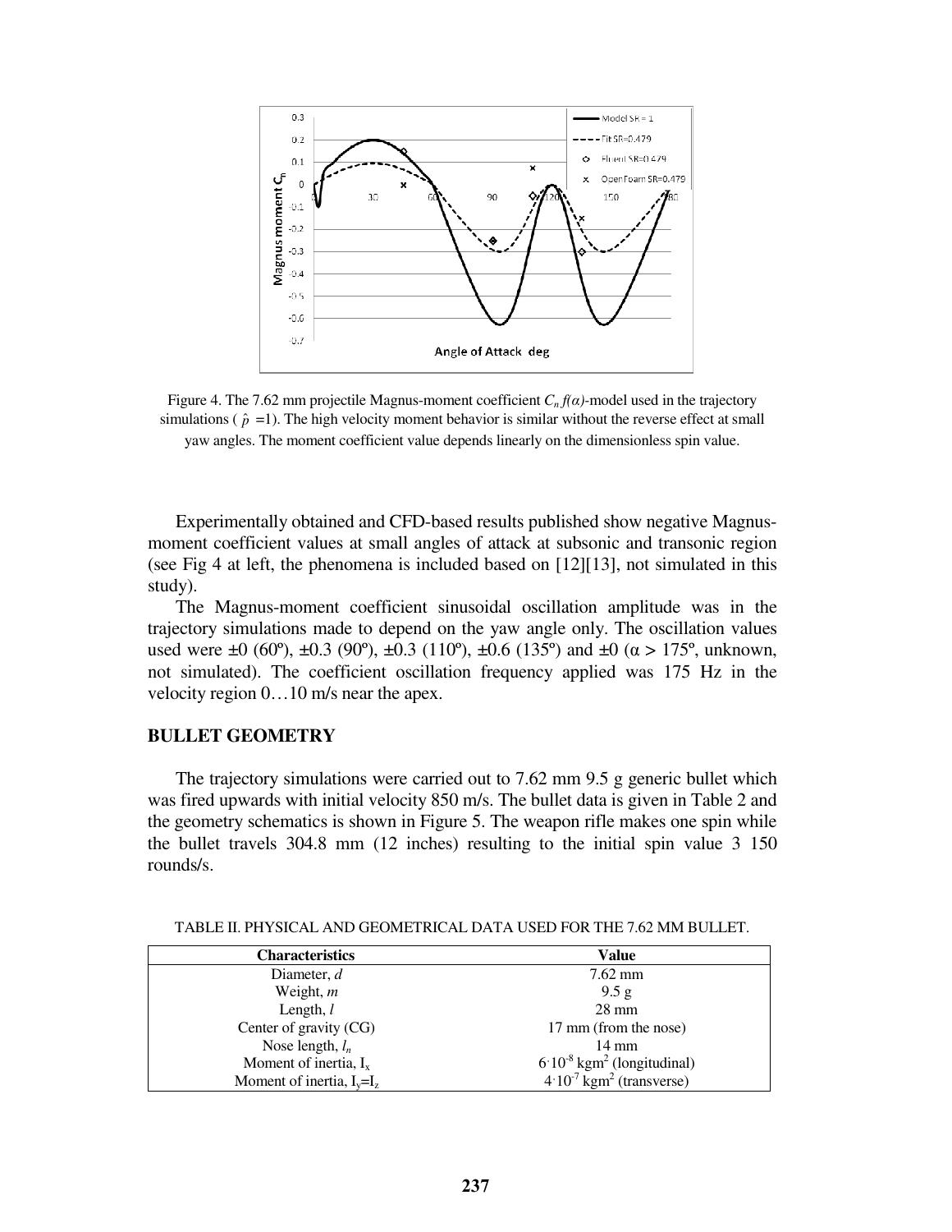Figure 4. The 7.62 mm projectile Magnus-moment coefficient $C_n f(\alpha)$-model used in the trajectory simulations ( $\hat{p}$ =1). The high velocity moment behavior is similar without the reverse effect at small yaw angles. The moment coefficient value depends linearly on the dimensionless spin value.

Experimentally obtained and CFD-based results published show negative Magnus-moment coefficient values at small angles of attack at subsonic and transonic region (see Fig 4 at left, the phenomena is included based on [12][13], not simulated in this study).

The Magnus-moment coefficient sinusoidal oscillation amplitude was in the trajectory simulations made to depend on the yaw angle only. The oscillation values used were ±0 (60º), ±0.3 (90º), ±0.3 (110º), ±0.6 (135º) and ±0 (α > 175º, unknown, not simulated). The coefficient oscillation frequency applied was 175 Hz in the velocity region 0…10 m/s near the apex.

## BULLET GEOMETRY

The trajectory simulations were carried out to 7.62 mm 9.5 g generic bullet which was fired upwards with initial velocity 850 m/s. The bullet data is given in Table 2 and the geometry schematics is shown in Figure 5. The weapon rifle makes one spin while the bullet travels 304.8 mm (12 inches) resulting to the initial spin value 3 150 rounds/s.

TABLE II. PHYSICAL AND GEOMETRICAL DATA USED FOR THE 7.62 MM BULLET.

| Characteristics | Value |
|---|---|
| Diameter, $d$ | 7.62 mm |
| Weight, $m$ | 9.5 g |
| Length, $l$ | 28 mm |
| Center of gravity (CG) | 17 mm (from the nose) |
| Nose length, $l_n$ | 14 mm |
| Moment of inertia, $I_x$ | $6 \cdot 10^{-8}$ kgm$^2$ (longitudinal) |
| Moment of inertia, $I_y$=$I_z$ | $4 \cdot 10^{-7}$ kgm$^2$ (transverse) |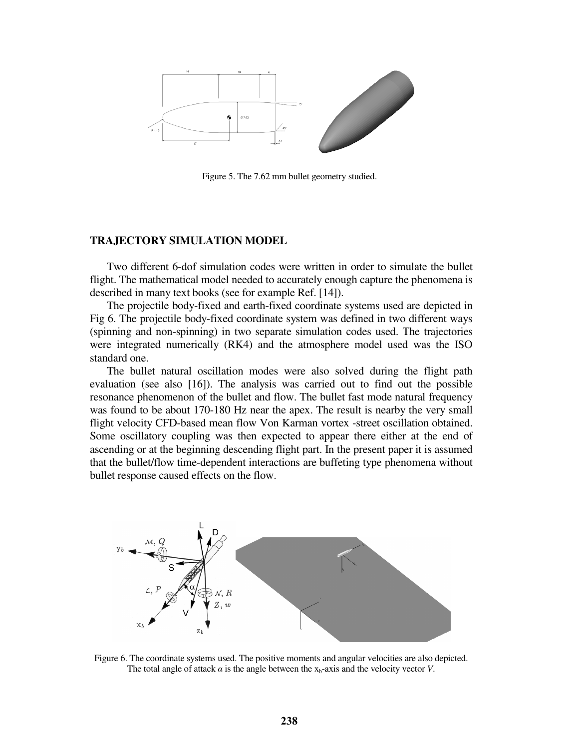Figure 5. The 7.62 mm bullet geometry studied.

## TRAJECTORY SIMULATION MODEL

Two different 6-dof simulation codes were written in order to simulate the bullet flight. The mathematical model needed to accurately enough capture the phenomena is described in many text books (see for example Ref. [14]).

The projectile body-fixed and earth-fixed coordinate systems used are depicted in Fig 6. The projectile body-fixed coordinate system was defined in two different ways (spinning and non-spinning) in two separate simulation codes used. The trajectories were integrated numerically (RK4) and the atmosphere model used was the ISO standard one.

The bullet natural oscillation modes were also solved during the flight path evaluation (see also [16]). The analysis was carried out to find out the possible resonance phenomenon of the bullet and flow. The bullet fast mode natural frequency was found to be about 170-180 Hz near the apex. The result is nearby the very small flight velocity CFD-based mean flow Von Karman vortex -street oscillation obtained. Some oscillatory coupling was then expected to appear there either at the end of ascending or at the beginning descending flight part. In the present paper it is assumed that the bullet/flow time-dependent interactions are buffeting type phenomena without bullet response caused effects on the flow.

Figure 6. The coordinate systems used. The positive moments and angular velocities are also depicted. The total angle of attack $\alpha$ is the angle between the $x_b$-axis and the velocity vector $V$.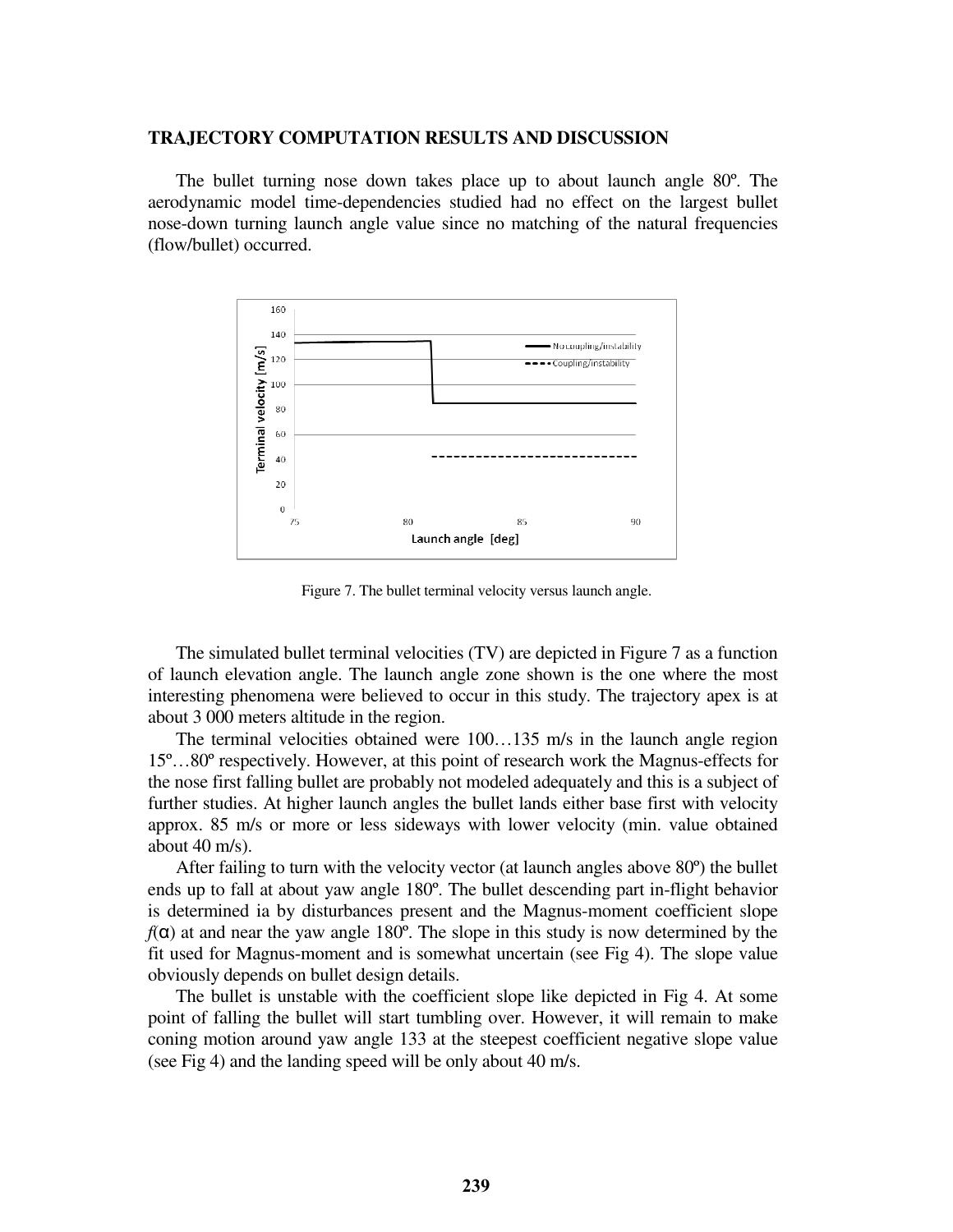## TRAJECTORY COMPUTATION RESULTS AND DISCUSSION

The bullet turning nose down takes place up to about launch angle 80º. The aerodynamic model time-dependencies studied had no effect on the largest bullet nose-down turning launch angle value since no matching of the natural frequencies (flow/bullet) occurred.

Figure 7. The bullet terminal velocity versus launch angle.

The simulated bullet terminal velocities (TV) are depicted in Figure 7 as a function of launch elevation angle. The launch angle zone shown is the one where the most interesting phenomena were believed to occur in this study. The trajectory apex is at about 3 000 meters altitude in the region.

The terminal velocities obtained were 100…135 m/s in the launch angle region 15º…80º respectively. However, at this point of research work the Magnus-effects for the nose first falling bullet are probably not modeled adequately and this is a subject of further studies. At higher launch angles the bullet lands either base first with velocity approx. 85 m/s or more or less sideways with lower velocity (min. value obtained about 40 m/s).

After failing to turn with the velocity vector (at launch angles above 80º) the bullet ends up to fall at about yaw angle 180º. The bullet descending part in-flight behavior is determined ia by disturbances present and the Magnus-moment coefficient slope $f(\alpha)$ at and near the yaw angle 180º. The slope in this study is now determined by the fit used for Magnus-moment and is somewhat uncertain (see Fig 4). The slope value obviously depends on bullet design details.

The bullet is unstable with the coefficient slope like depicted in Fig 4. At some point of falling the bullet will start tumbling over. However, it will remain to make coning motion around yaw angle 133 at the steepest coefficient negative slope value (see Fig 4) and the landing speed will be only about 40 m/s.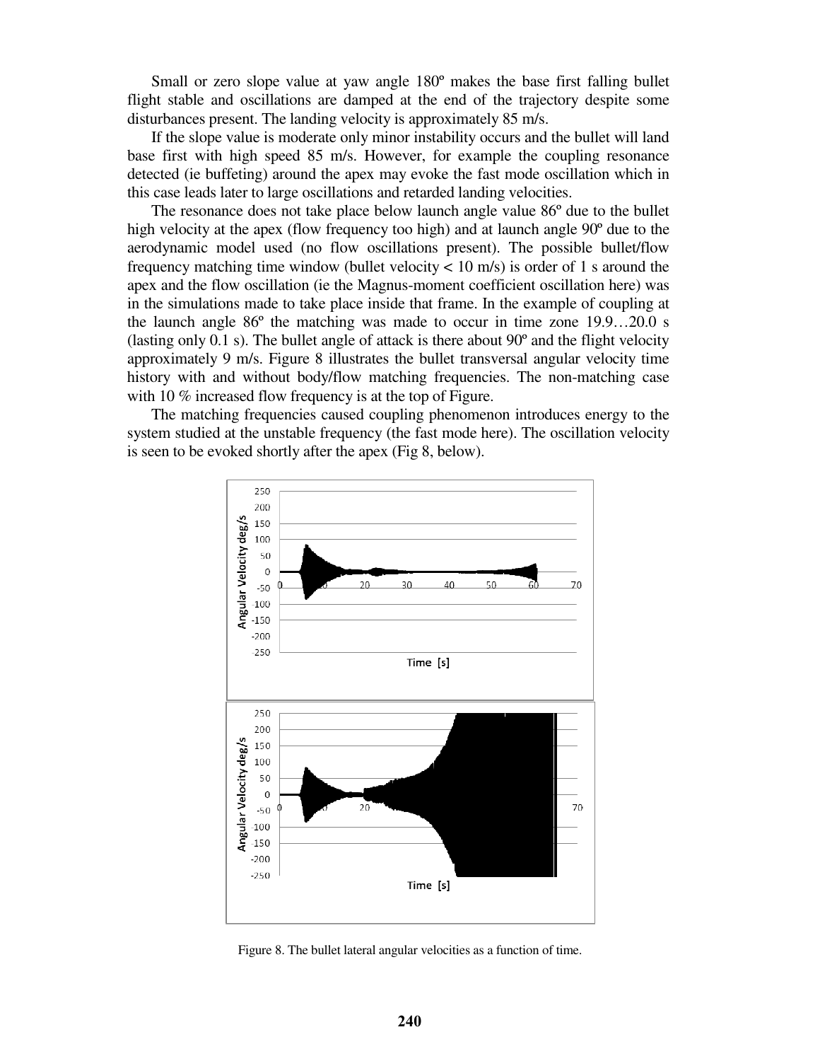Small or zero slope value at yaw angle 180º makes the base first falling bullet flight stable and oscillations are damped at the end of the trajectory despite some disturbances present. The landing velocity is approximately 85 m/s.

If the slope value is moderate only minor instability occurs and the bullet will land base first with high speed 85 m/s. However, for example the coupling resonance detected (ie buffeting) around the apex may evoke the fast mode oscillation which in this case leads later to large oscillations and retarded landing velocities.

The resonance does not take place below launch angle value 86º due to the bullet high velocity at the apex (flow frequency too high) and at launch angle 90º due to the aerodynamic model used (no flow oscillations present). The possible bullet/flow frequency matching time window (bullet velocity < 10 m/s) is order of 1 s around the apex and the flow oscillation (ie the Magnus-moment coefficient oscillation here) was in the simulations made to take place inside that frame. In the example of coupling at the launch angle 86º the matching was made to occur in time zone 19.9…20.0 s (lasting only 0.1 s). The bullet angle of attack is there about 90º and the flight velocity approximately 9 m/s. Figure 8 illustrates the bullet transversal angular velocity time history with and without body/flow matching frequencies. The non-matching case with 10 % increased flow frequency is at the top of Figure.

The matching frequencies caused coupling phenomenon introduces energy to the system studied at the unstable frequency (the fast mode here). The oscillation velocity is seen to be evoked shortly after the apex (Fig 8, below).

Figure 8. The bullet lateral angular velocities as a function of time.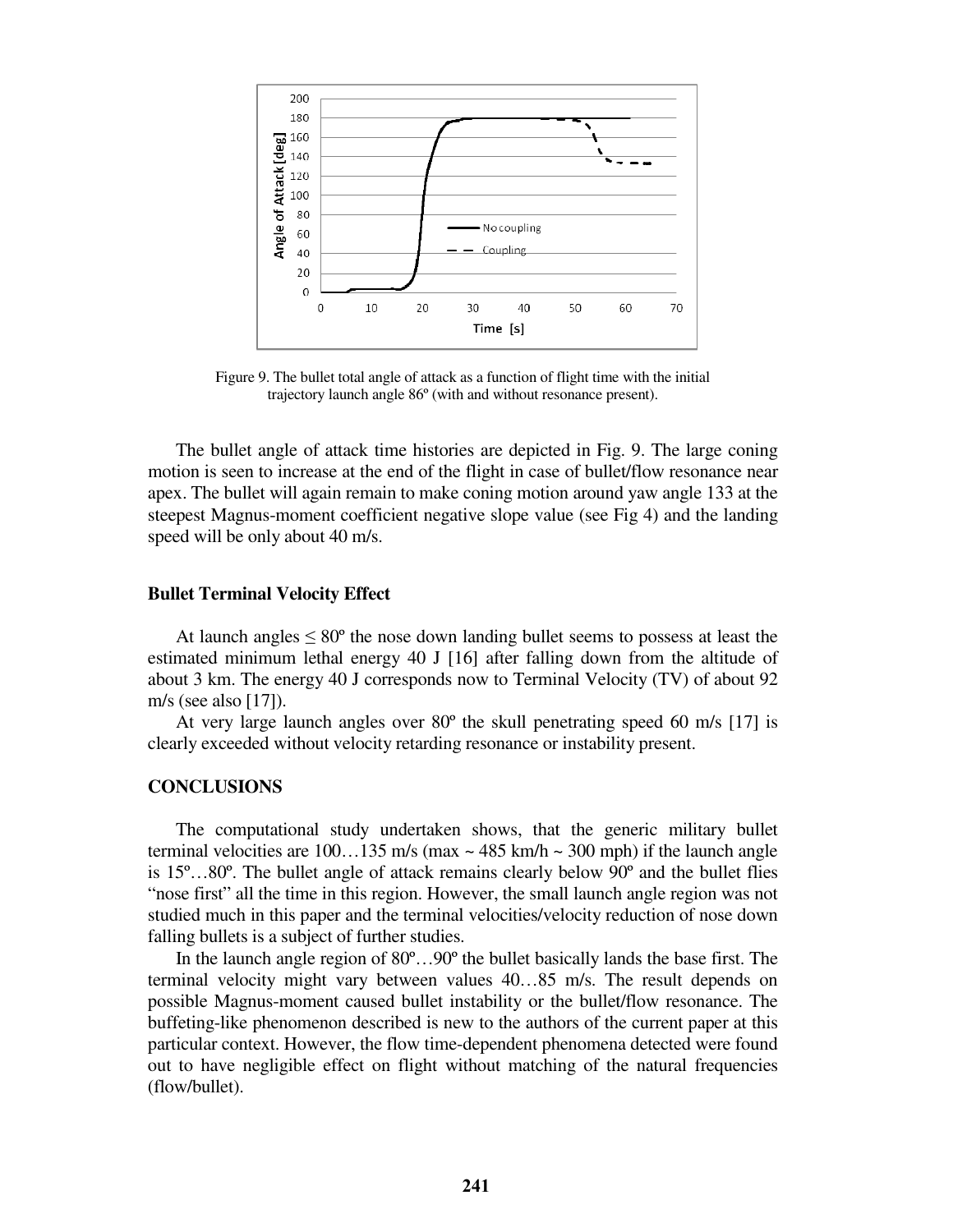Figure 9. The bullet total angle of attack as a function of flight time with the initial trajectory launch angle 86º (with and without resonance present).

The bullet angle of attack time histories are depicted in Fig. 9. The large coning motion is seen to increase at the end of the flight in case of bullet/flow resonance near apex. The bullet will again remain to make coning motion around yaw angle 133 at the steepest Magnus-moment coefficient negative slope value (see Fig 4) and the landing speed will be only about 40 m/s.

### Bullet Terminal Velocity Effect

At launch angles ≤ 80º the nose down landing bullet seems to possess at least the estimated minimum lethal energy 40 J [16] after falling down from the altitude of about 3 km. The energy 40 J corresponds now to Terminal Velocity (TV) of about 92 m/s (see also [17]).

At very large launch angles over 80º the skull penetrating speed 60 m/s [17] is clearly exceeded without velocity retarding resonance or instability present.

## CONCLUSIONS

The computational study undertaken shows, that the generic military bullet terminal velocities are 100…135 m/s (max ~ 485 km/h ~ 300 mph) if the launch angle is 15º…80º. The bullet angle of attack remains clearly below 90º and the bullet flies "nose first" all the time in this region. However, the small launch angle region was not studied much in this paper and the terminal velocities/velocity reduction of nose down falling bullets is a subject of further studies.

In the launch angle region of 80º…90º the bullet basically lands the base first. The terminal velocity might vary between values 40…85 m/s. The result depends on possible Magnus-moment caused bullet instability or the bullet/flow resonance. The buffeting-like phenomenon described is new to the authors of the current paper at this particular context. However, the flow time-dependent phenomena detected were found out to have negligible effect on flight without matching of the natural frequencies (flow/bullet).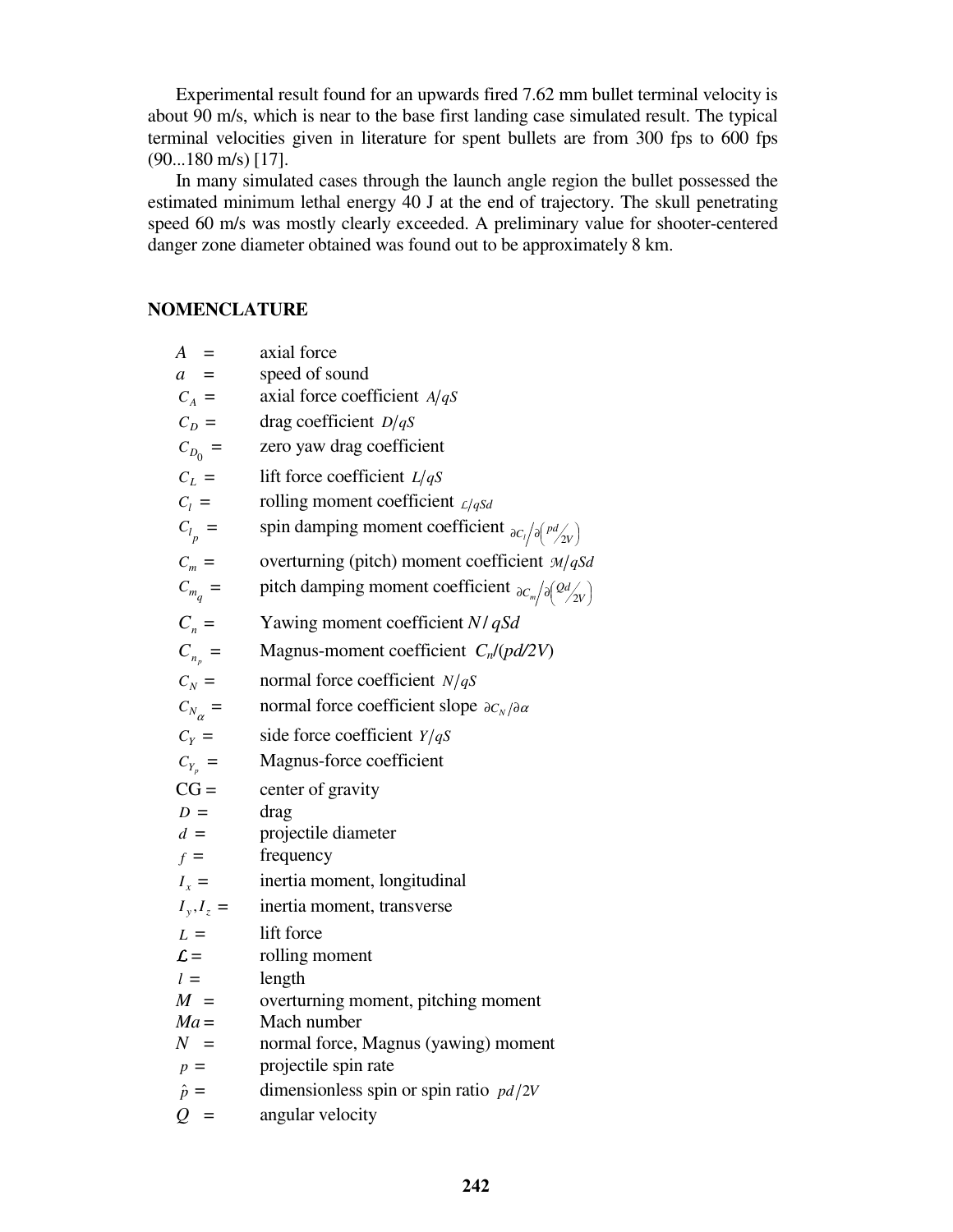Experimental result found for an upwards fired 7.62 mm bullet terminal velocity is about 90 m/s, which is near to the base first landing case simulated result. The typical terminal velocities given in literature for spent bullets are from 300 fps to 600 fps (90...180 m/s) [17].

In many simulated cases through the launch angle region the bullet possessed the estimated minimum lethal energy 40 J at the end of trajectory. The skull penetrating speed 60 m/s was mostly clearly exceeded. A preliminary value for shooter-centered danger zone diameter obtained was found out to be approximately 8 km.

## NOMENCLATURE

| | | |
|---|---|---|
| $A$ | = | axial force |
| $a$ | = | speed of sound |
| $C_A$ | = | axial force coefficient $A/qS$ |
| $C_D$ | = | drag coefficient $D/qS$ |
| $C_{D_0}$ | = | zero yaw drag coefficient |
| $C_L$ | = | lift force coefficient $L/qS$ |
| $C_l$ | = | rolling moment coefficient $\mathcal{L}/qSd$ |
| $C_{l_p}$ | = | spin damping moment coefficient $\partial C_l / \partial\left(\frac{pd}{2V}\right)$ |
| $C_m$ | = | overturning (pitch) moment coefficient $\mathcal{M}/qSd$ |
| $C_{m_q}$ | = | pitch damping moment coefficient $\partial C_m / \partial\left(\frac{Qd}{2V}\right)$ |
| $C_n$ | = | Yawing moment coefficient $N/qSd$ |
| $C_{n_p}$ | = | Magnus-moment coefficient $C_n/(pd/2V)$ |
| $C_N$ | = | normal force coefficient $N/qS$ |
| $C_{N_\alpha}$ | = | normal force coefficient slope $\partial C_N / \partial\alpha$ |
| $C_Y$ | = | side force coefficient $Y/qS$ |
| $C_{Y_p}$ | = | Magnus-force coefficient |
| CG | = | center of gravity |
| $D$ | = | drag |
| $d$ | = | projectile diameter |
| $f$ | = | frequency |
| $I_x$ | = | inertia moment, longitudinal |
| $I_y, I_z$ | = | inertia moment, transverse |
| $L$ | = | lift force |
| $\mathcal{L}$ | = | rolling moment |
| $l$ | = | length |
| $M$ | = | overturning moment, pitching moment |
| $Ma$ | = | Mach number |
| $N$ | = | normal force, Magnus (yawing) moment |
| $p$ | = | projectile spin rate |
| $\hat{p}$ | = | dimensionless spin or spin ratio $pd/2V$ |
| $Q$ | = | angular velocity |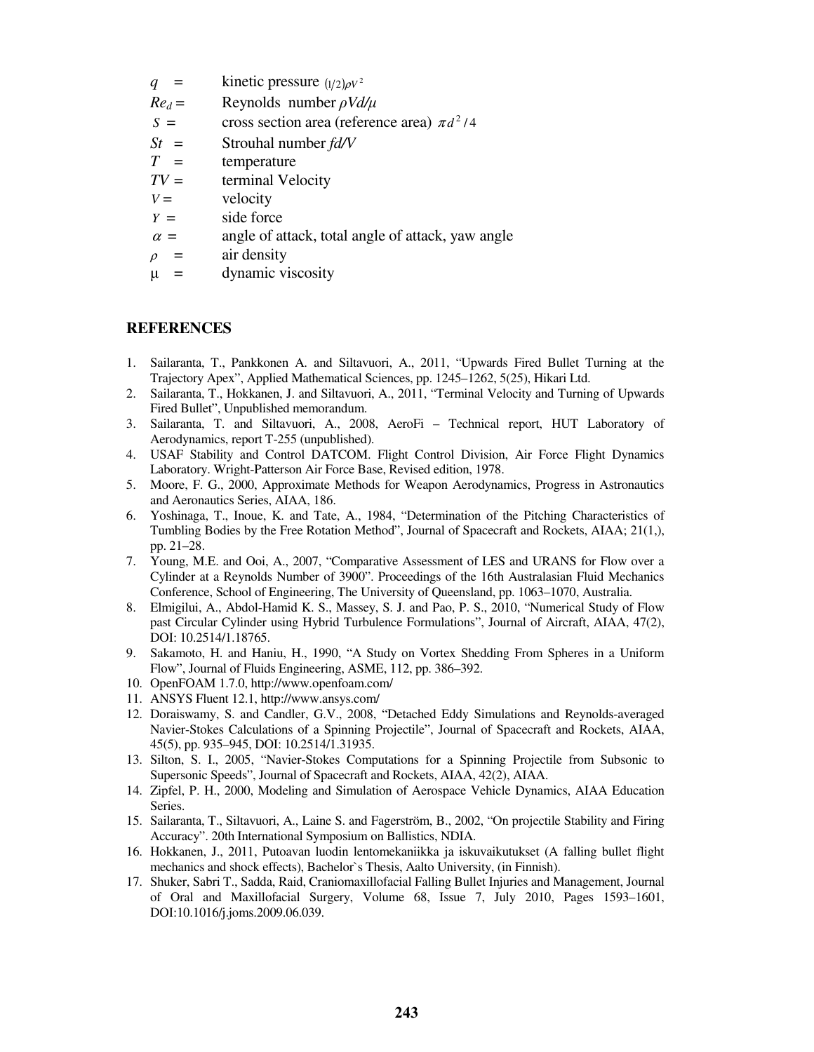$q$ = kinetic pressure $(1/2)\rho V^2$

$Re_d$ = Reynolds number $\rho Vd/\mu$

$S$ = cross section area (reference area) $\pi d^2/4$

$St$ = Strouhal number $fd/V$

$T$ = temperature

$TV$ = terminal Velocity

$V$ = velocity

$Y$ = side force

$\alpha$ = angle of attack, total angle of attack, yaw angle

$\rho$ = air density

$\mu$ = dynamic viscosity

## REFERENCES

1. Sailaranta, T., Pankkonen A. and Siltavuori, A., 2011, "Upwards Fired Bullet Turning at the Trajectory Apex", Applied Mathematical Sciences, pp. 1245–1262, 5(25), Hikari Ltd.
2. Sailaranta, T., Hokkanen, J. and Siltavuori, A., 2011, "Terminal Velocity and Turning of Upwards Fired Bullet", Unpublished memorandum.
3. Sailaranta, T. and Siltavuori, A., 2008, AeroFi – Technical report, HUT Laboratory of Aerodynamics, report T-255 (unpublished).
4. USAF Stability and Control DATCOM. Flight Control Division, Air Force Flight Dynamics Laboratory. Wright-Patterson Air Force Base, Revised edition, 1978.
5. Moore, F. G., 2000, Approximate Methods for Weapon Aerodynamics, Progress in Astronautics and Aeronautics Series, AIAA, 186.
6. Yoshinaga, T., Inoue, K. and Tate, A., 1984, "Determination of the Pitching Characteristics of Tumbling Bodies by the Free Rotation Method", Journal of Spacecraft and Rockets, AIAA; 21(1,), pp. 21–28.
7. Young, M.E. and Ooi, A., 2007, "Comparative Assessment of LES and URANS for Flow over a Cylinder at a Reynolds Number of 3900". Proceedings of the 16th Australasian Fluid Mechanics Conference, School of Engineering, The University of Queensland, pp. 1063–1070, Australia.
8. Elmigilui, A., Abdol-Hamid K. S., Massey, S. J. and Pao, P. S., 2010, "Numerical Study of Flow past Circular Cylinder using Hybrid Turbulence Formulations", Journal of Aircraft, AIAA, 47(2), DOI: 10.2514/1.18765.
9. Sakamoto, H. and Haniu, H., 1990, "A Study on Vortex Shedding From Spheres in a Uniform Flow", Journal of Fluids Engineering, ASME, 112, pp. 386–392.
10. OpenFOAM 1.7.0, http://www.openfoam.com/
11. ANSYS Fluent 12.1, http://www.ansys.com/
12. Doraiswamy, S. and Candler, G.V., 2008, "Detached Eddy Simulations and Reynolds-averaged Navier-Stokes Calculations of a Spinning Projectile", Journal of Spacecraft and Rockets, AIAA, 45(5), pp. 935–945, DOI: 10.2514/1.31935.
13. Silton, S. I., 2005, "Navier-Stokes Computations for a Spinning Projectile from Subsonic to Supersonic Speeds", Journal of Spacecraft and Rockets, AIAA, 42(2), AIAA.
14. Zipfel, P. H., 2000, Modeling and Simulation of Aerospace Vehicle Dynamics, AIAA Education Series.
15. Sailaranta, T., Siltavuori, A., Laine S. and Fagerström, B., 2002, "On projectile Stability and Firing Accuracy". 20th International Symposium on Ballistics, NDIA.
16. Hokkanen, J., 2011, Putoavan luodin lentomekaniikka ja iskuvaikutukset (A falling bullet flight mechanics and shock effects), Bachelor`s Thesis, Aalto University, (in Finnish).
17. Shuker, Sabri T., Sadda, Raid, Craniomaxillofacial Falling Bullet Injuries and Management, Journal of Oral and Maxillofacial Surgery, Volume 68, Issue 7, July 2010, Pages 1593–1601, DOI:10.1016/j.joms.2009.06.039.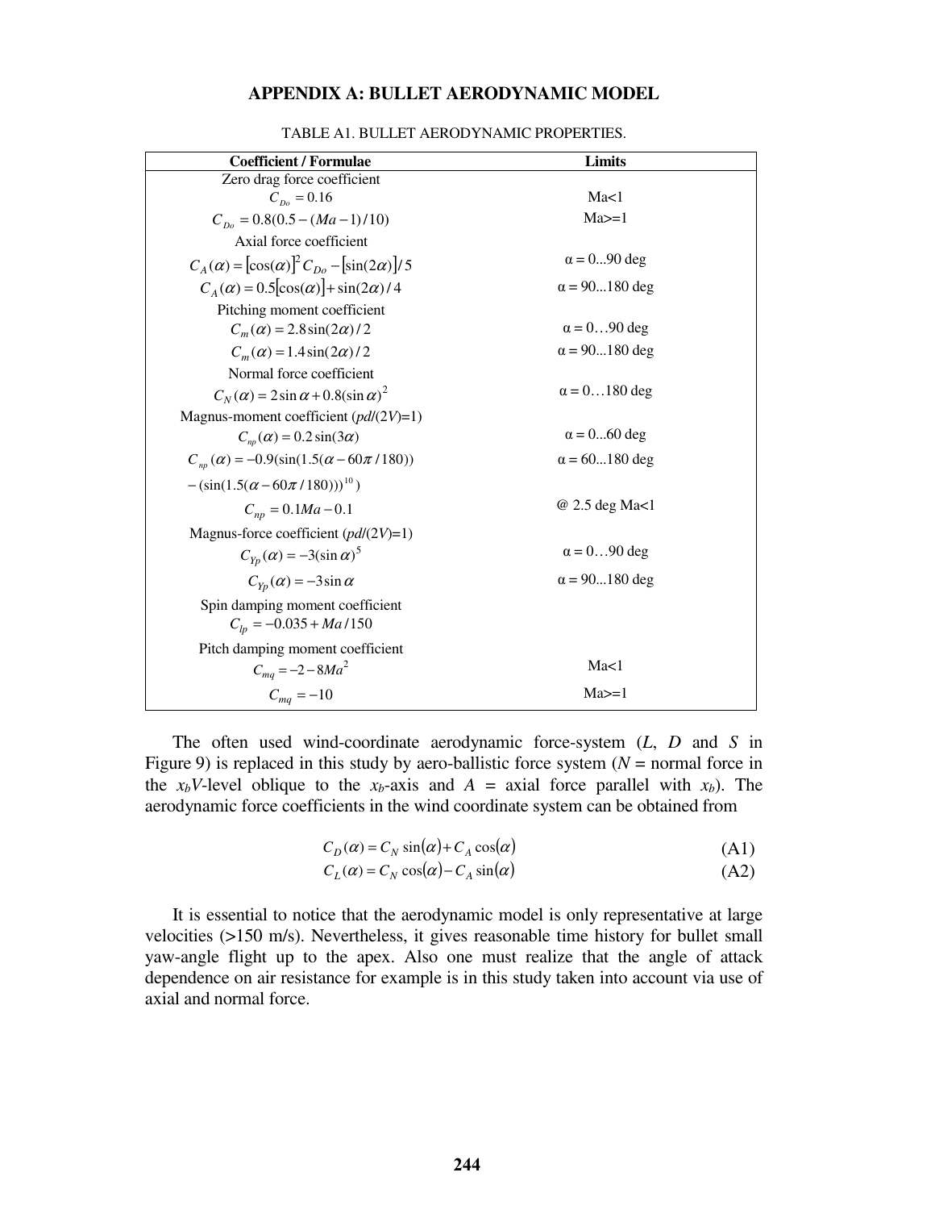## APPENDIX A: BULLET AERODYNAMIC MODEL

TABLE A1. BULLET AERODYNAMIC PROPERTIES.

| Coefficient / Formulae | Limits |
|---|---|
| Zero drag force coefficient | |
| $C_{Do} = 0.16$ | Ma<1 |
| $C_{Do} = 0.8(0.5-(Ma-1)/10)$ | Ma>=1 |
| Axial force coefficient | |
| $C_A(\alpha) = [\cos(\alpha)]^2 C_{Do} - [\sin(2\alpha)]/5$ | α = 0...90 deg |
| $C_A(\alpha) = 0.5[\cos(\alpha)] + \sin(2\alpha)/4$ | α = 90...180 deg |
| Pitching moment coefficient | |
| $C_m(\alpha) = 2.8\sin(2\alpha)/2$ | α = 0…90 deg |
| $C_m(\alpha) = 1.4\sin(2\alpha)/2$ | α = 90...180 deg |
| Normal force coefficient | |
| $C_N(\alpha) = 2\sin\alpha + 0.8(\sin\alpha)^2$ | α = 0…180 deg |
| Magnus-moment coefficient ($pd/(2V)=1$) | |
| $C_{np}(\alpha) = 0.2\sin(3\alpha)$ | α = 0...60 deg |
| $C_{np}(\alpha) = -0.9(\sin(1.5(\alpha - 60\pi/180)) - (\sin(1.5(\alpha - 60\pi/180)))^{10})$ | α = 60...180 deg |
| $C_{np} = 0.1Ma - 0.1$ | @ 2.5 deg Ma<1 |
| Magnus-force coefficient ($pd/(2V)=1$) | |
| $C_{Yp}(\alpha) = -3(\sin\alpha)^5$ | α = 0…90 deg |
| $C_{Yp}(\alpha) = -3\sin\alpha$ | α = 90...180 deg |
| Spin damping moment coefficient | |
| $C_{lp} = -0.035 + Ma/150$ | |
| Pitch damping moment coefficient | |
| $C_{mq} = -2 - 8Ma^2$ | Ma<1 |
| $C_{mq} = -10$ | Ma>=1 |

The often used wind-coordinate aerodynamic force-system ($L$, $D$ and $S$ in Figure 9) is replaced in this study by aero-ballistic force system ($N$ = normal force in the $x_bV$-level oblique to the $x_b$-axis and $A$ = axial force parallel with $x_b$). The aerodynamic force coefficients in the wind coordinate system can be obtained from

$$C_D(\alpha) = C_N \sin(\alpha) + C_A \cos(\alpha) \tag{A1}$$

$$C_L(\alpha) = C_N \cos(\alpha) - C_A \sin(\alpha) \tag{A2}$$

It is essential to notice that the aerodynamic model is only representative at large velocities (>150 m/s). Nevertheless, it gives reasonable time history for bullet small yaw-angle flight up to the apex. Also one must realize that the angle of attack dependence on air resistance for example is in this study taken into account via use of axial and normal force.